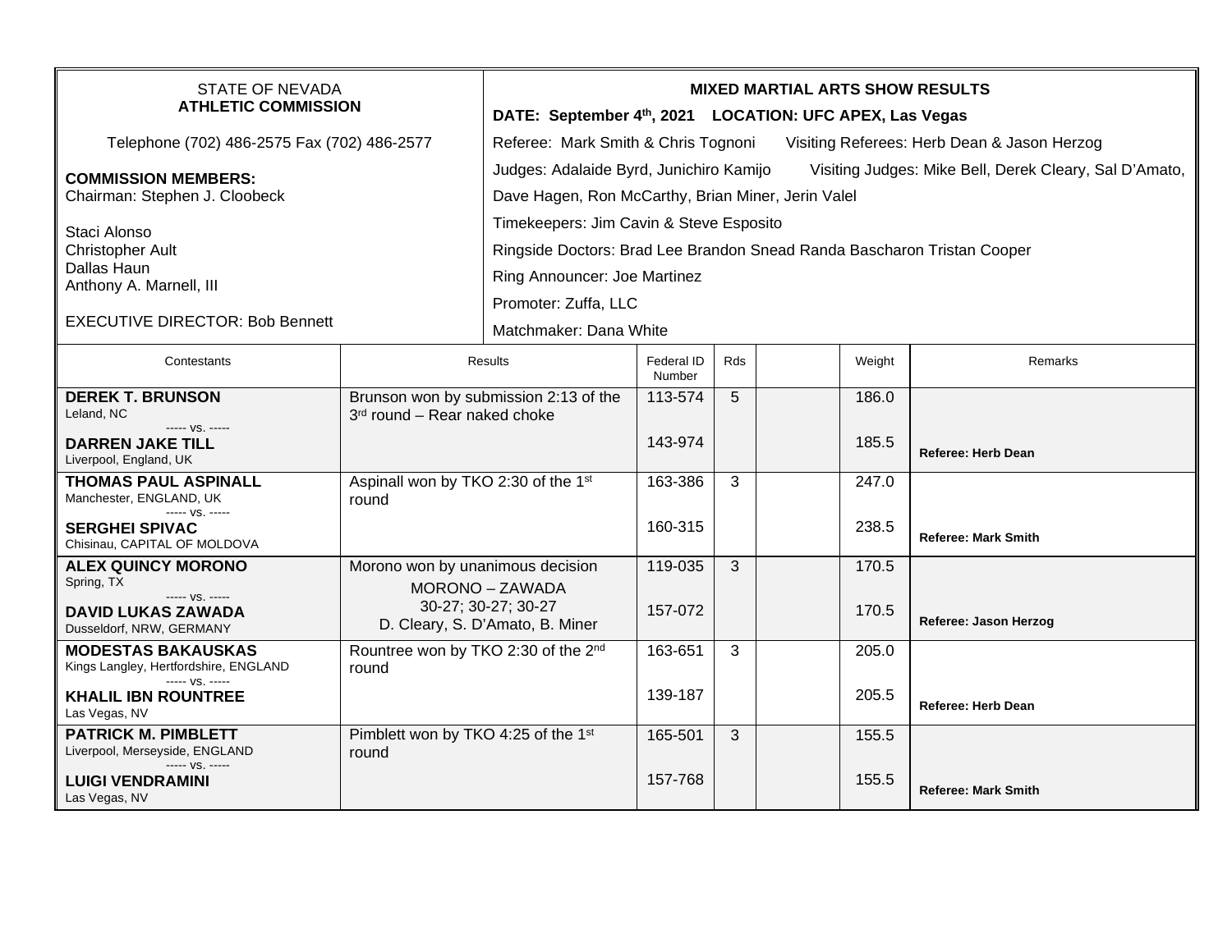STATE OF NEVADA
**ATHLETIC COMMISSION**

Telephone (702) 486-2575 Fax (702) 486-2577

**COMMISSION MEMBERS:**
Chairman: Stephen J. Cloobeck

Staci Alonso
Christopher Ault
Dallas Haun
Anthony A. Marnell, III

EXECUTIVE DIRECTOR: Bob Bennett

**MIXED MARTIAL ARTS SHOW RESULTS**

**DATE: September 4th, 2021 LOCATION: UFC APEX, Las Vegas**

Referee: Mark Smith & Chris Tognoni Visiting Referees: Herb Dean & Jason Herzog

Judges: Adalaide Byrd, Junichiro Kamijo Visiting Judges: Mike Bell, Derek Cleary, Sal D'Amato, Dave Hagen, Ron McCarthy, Brian Miner, Jerin Valel

Timekeepers: Jim Cavin & Steve Esposito

Ringside Doctors: Brad Lee Brandon Snead Randa Bascharon Tristan Cooper

Ring Announcer: Joe Martinez

Promoter: Zuffa, LLC

Matchmaker: Dana White

| Contestants | Results | Federal ID Number | Rds | | Weight | Remarks |
|---|---|---|---|---|---|---|
| **DEREK T. BRUNSON**<br>Leland, NC<br>----- vs. -----<br>**DARREN JAKE TILL**<br>Liverpool, England, UK | Brunson won by submission 2:13 of the 3rd round – Rear naked choke | 113-574<br><br>143-974 | 5 | | 186.0<br><br>185.5 | **Referee: Herb Dean** |
| **THOMAS PAUL ASPINALL**<br>Manchester, ENGLAND, UK<br>----- vs. -----<br>**SERGHEI SPIVAC**<br>Chisinau, CAPITAL OF MOLDOVA | Aspinall won by TKO 2:30 of the 1st round | 163-386<br><br>160-315 | 3 | | 247.0<br><br>238.5 | **Referee: Mark Smith** |
| **ALEX QUINCY MORONO**<br>Spring, TX<br>----- vs. -----<br>**DAVID LUKAS ZAWADA**<br>Dusseldorf, NRW, GERMANY | Morono won by unanimous decision<br>MORONO – ZAWADA<br>30-27; 30-27; 30-27<br>D. Cleary, S. D'Amato, B. Miner | 119-035<br><br>157-072 | 3 | | 170.5<br><br>170.5 | **Referee: Jason Herzog** |
| **MODESTAS BAKAUSKAS**<br>Kings Langley, Hertfordshire, ENGLAND<br>----- vs. -----<br>**KHALIL IBN ROUNTREE**<br>Las Vegas, NV | Rountree won by TKO 2:30 of the 2nd round | 163-651<br><br>139-187 | 3 | | 205.0<br><br>205.5 | **Referee: Herb Dean** |
| **PATRICK M. PIMBLETT**<br>Liverpool, Merseyside, ENGLAND<br>----- vs. -----<br>**LUIGI VENDRAMINI**<br>Las Vegas, NV | Pimblett won by TKO 4:25 of the 1st round | 165-501<br><br>157-768 | 3 | | 155.5<br><br>155.5 | **Referee: Mark Smith** |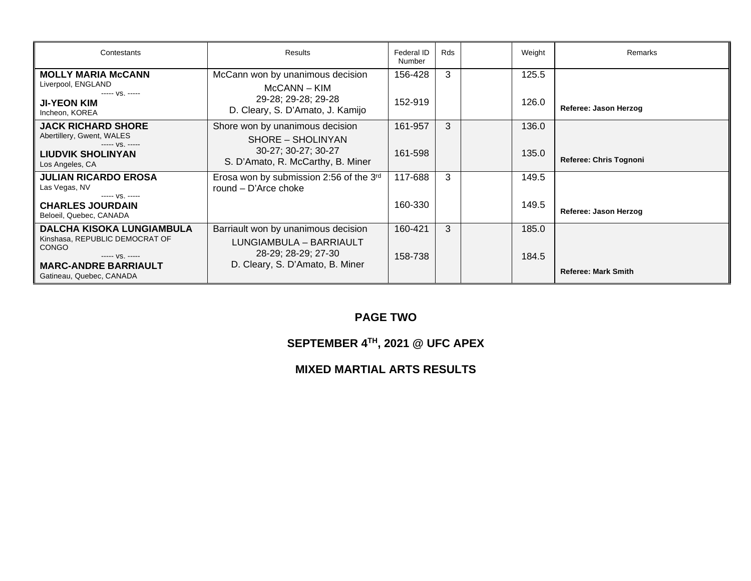| Contestants | Results | Federal ID Number | Rds | | Weight | Remarks |
|---|---|---|---|---|---|---|
| **MOLLY MARIA McCANN**<br>Liverpool, ENGLAND<br>----- vs. -----<br>**JI-YEON KIM**<br>Incheon, KOREA | McCann won by unanimous decision<br>McCANN – KIM<br>29-28; 29-28; 29-28<br>D. Cleary, S. D'Amato, J. Kamijo | 156-428<br><br>152-919 | 3 | | 125.5<br><br>126.0 | **Referee: Jason Herzog** |
| **JACK RICHARD SHORE**<br>Abertillery, Gwent, WALES<br>----- vs. -----<br>**LIUDVIK SHOLINYAN**<br>Los Angeles, CA | Shore won by unanimous decision<br>SHORE – SHOLINYAN<br>30-27; 30-27; 30-27<br>S. D'Amato, R. McCarthy, B. Miner | 161-957<br><br>161-598 | 3 | | 136.0<br><br>135.0 | **Referee: Chris Tognoni** |
| **JULIAN RICARDO EROSA**<br>Las Vegas, NV<br>----- vs. -----<br>**CHARLES JOURDAIN**<br>Beloeil, Quebec, CANADA | Erosa won by submission 2:56 of the 3rd round – D'Arce choke | 117-688<br><br>160-330 | 3 | | 149.5<br><br>149.5 | **Referee: Jason Herzog** |
| **DALCHA KISOKA LUNGIAMBULA**<br>Kinshasa, REPUBLIC DEMOCRAT OF CONGO<br>----- vs. -----<br>**MARC-ANDRE BARRIAULT**<br>Gatineau, Quebec, CANADA | Barriault won by unanimous decision<br>LUNGIAMBULA – BARRIAULT<br>28-29; 28-29; 27-30<br>D. Cleary, S. D'Amato, B. Miner | 160-421<br><br>158-738 | 3 | | 185.0<br><br>184.5 | **Referee: Mark Smith** |

**PAGE TWO**

**SEPTEMBER 4TH, 2021 @ UFC APEX**

**MIXED MARTIAL ARTS RESULTS**